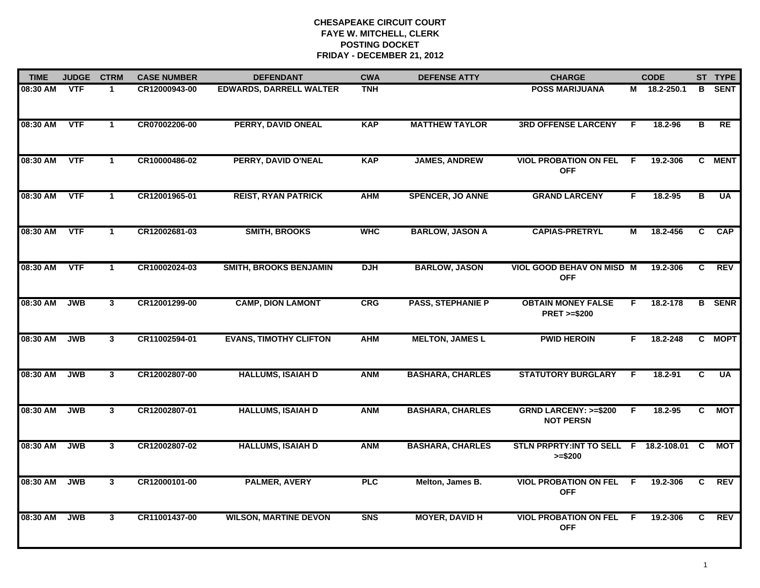**CHESAPEAKE CIRCUIT COURT**
**FAYE W. MITCHELL, CLERK**
**POSTING DOCKET**
**FRIDAY - DECEMBER 21, 2012**

| TIME | JUDGE | CTRM | CASE NUMBER | DEFENDANT | CWA | DEFENSE ATTY | CHARGE | | CODE | ST | TYPE |
|---|---|---|---|---|---|---|---|---|---|---|---|
| 08:30 AM | VTF | 1 | CR12000943-00 | EDWARDS, DARRELL WALTER | TNH | | POSS MARIJUANA | M | 18.2-250.1 | B | SENT |
| 08:30 AM | VTF | 1 | CR07002206-00 | PERRY, DAVID ONEAL | KAP | MATTHEW TAYLOR | 3RD OFFENSE LARCENY | F | 18.2-96 | B | RE |
| 08:30 AM | VTF | 1 | CR10000486-02 | PERRY, DAVID O'NEAL | KAP | JAMES, ANDREW | VIOL PROBATION ON FEL OFF | F | 19.2-306 | C | MENT |
| 08:30 AM | VTF | 1 | CR12001965-01 | REIST, RYAN PATRICK | AHM | SPENCER, JO ANNE | GRAND LARCENY | F | 18.2-95 | B | UA |
| 08:30 AM | VTF | 1 | CR12002681-03 | SMITH, BROOKS | WHC | BARLOW, JASON A | CAPIAS-PRETRYL | M | 18.2-456 | C | CAP |
| 08:30 AM | VTF | 1 | CR10002024-03 | SMITH, BROOKS BENJAMIN | DJH | BARLOW, JASON | VIOL GOOD BEHAV ON MISD OFF | M | 19.2-306 | C | REV |
| 08:30 AM | JWB | 3 | CR12001299-00 | CAMP, DION LAMONT | CRG | PASS, STEPHANIE P | OBTAIN MONEY FALSE PRET >=$200 | F | 18.2-178 | B | SENR |
| 08:30 AM | JWB | 3 | CR11002594-01 | EVANS, TIMOTHY CLIFTON | AHM | MELTON, JAMES L | PWID HEROIN | F | 18.2-248 | C | MOPT |
| 08:30 AM | JWB | 3 | CR12002807-00 | HALLUMS, ISAIAH D | ANM | BASHARA, CHARLES | STATUTORY BURGLARY | F | 18.2-91 | C | UA |
| 08:30 AM | JWB | 3 | CR12002807-01 | HALLUMS, ISAIAH D | ANM | BASHARA, CHARLES | GRND LARCENY: >=$200 NOT PERSN | F | 18.2-95 | C | MOT |
| 08:30 AM | JWB | 3 | CR12002807-02 | HALLUMS, ISAIAH D | ANM | BASHARA, CHARLES | STLN PRPRTY:INT TO SELL >=$200 | F | 18.2-108.01 | C | MOT |
| 08:30 AM | JWB | 3 | CR12000101-00 | PALMER, AVERY | PLC | Melton, James B. | VIOL PROBATION ON FEL OFF | F | 19.2-306 | C | REV |
| 08:30 AM | JWB | 3 | CR11001437-00 | WILSON, MARTINE DEVON | SNS | MOYER, DAVID H | VIOL PROBATION ON FEL OFF | F | 19.2-306 | C | REV |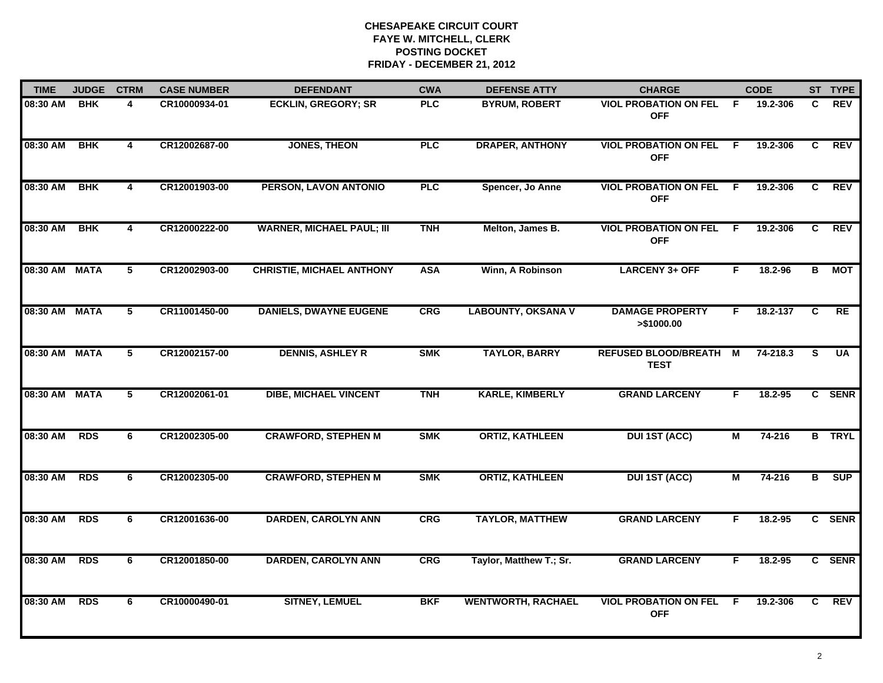**CHESAPEAKE CIRCUIT COURT**
**FAYE W. MITCHELL, CLERK**
**POSTING DOCKET**
**FRIDAY - DECEMBER 21, 2012**

| TIME | JUDGE | CTRM | CASE NUMBER | DEFENDANT | CWA | DEFENSE ATTY | CHARGE | | CODE | ST | TYPE |
|---|---|---|---|---|---|---|---|---|---|---|---|
| 08:30 AM | BHK | 4 | CR10000934-01 | ECKLIN, GREGORY; SR | PLC | BYRUM, ROBERT | VIOL PROBATION ON FEL OFF | F | 19.2-306 | C | REV |
| 08:30 AM | BHK | 4 | CR12002687-00 | JONES, THEON | PLC | DRAPER, ANTHONY | VIOL PROBATION ON FEL OFF | F | 19.2-306 | C | REV |
| 08:30 AM | BHK | 4 | CR12001903-00 | PERSON, LAVON ANTONIO | PLC | Spencer, Jo Anne | VIOL PROBATION ON FEL OFF | F | 19.2-306 | C | REV |
| 08:30 AM | BHK | 4 | CR12000222-00 | WARNER, MICHAEL PAUL; III | TNH | Melton, James B. | VIOL PROBATION ON FEL OFF | F | 19.2-306 | C | REV |
| 08:30 AM | MATA | 5 | CR12002903-00 | CHRISTIE, MICHAEL ANTHONY | ASA | Winn, A Robinson | LARCENY 3+ OFF | F | 18.2-96 | B | MOT |
| 08:30 AM | MATA | 5 | CR11001450-00 | DANIELS, DWAYNE EUGENE | CRG | LABOUNTY, OKSANA V | DAMAGE PROPERTY >$1000.00 | F | 18.2-137 | C | RE |
| 08:30 AM | MATA | 5 | CR12002157-00 | DENNIS, ASHLEY R | SMK | TAYLOR, BARRY | REFUSED BLOOD/BREATH TEST | M | 74-218.3 | S | UA |
| 08:30 AM | MATA | 5 | CR12002061-01 | DIBE, MICHAEL VINCENT | TNH | KARLE, KIMBERLY | GRAND LARCENY | F | 18.2-95 | C | SENR |
| 08:30 AM | RDS | 6 | CR12002305-00 | CRAWFORD, STEPHEN M | SMK | ORTIZ, KATHLEEN | DUI 1ST (ACC) | M | 74-216 | B | TRYL |
| 08:30 AM | RDS | 6 | CR12002305-00 | CRAWFORD, STEPHEN M | SMK | ORTIZ, KATHLEEN | DUI 1ST (ACC) | M | 74-216 | B | SUP |
| 08:30 AM | RDS | 6 | CR12001636-00 | DARDEN, CAROLYN ANN | CRG | TAYLOR, MATTHEW | GRAND LARCENY | F | 18.2-95 | C | SENR |
| 08:30 AM | RDS | 6 | CR12001850-00 | DARDEN, CAROLYN ANN | CRG | Taylor, Matthew T.; Sr. | GRAND LARCENY | F | 18.2-95 | C | SENR |
| 08:30 AM | RDS | 6 | CR10000490-01 | SITNEY, LEMUEL | BKF | WENTWORTH, RACHAEL | VIOL PROBATION ON FEL OFF | F | 19.2-306 | C | REV |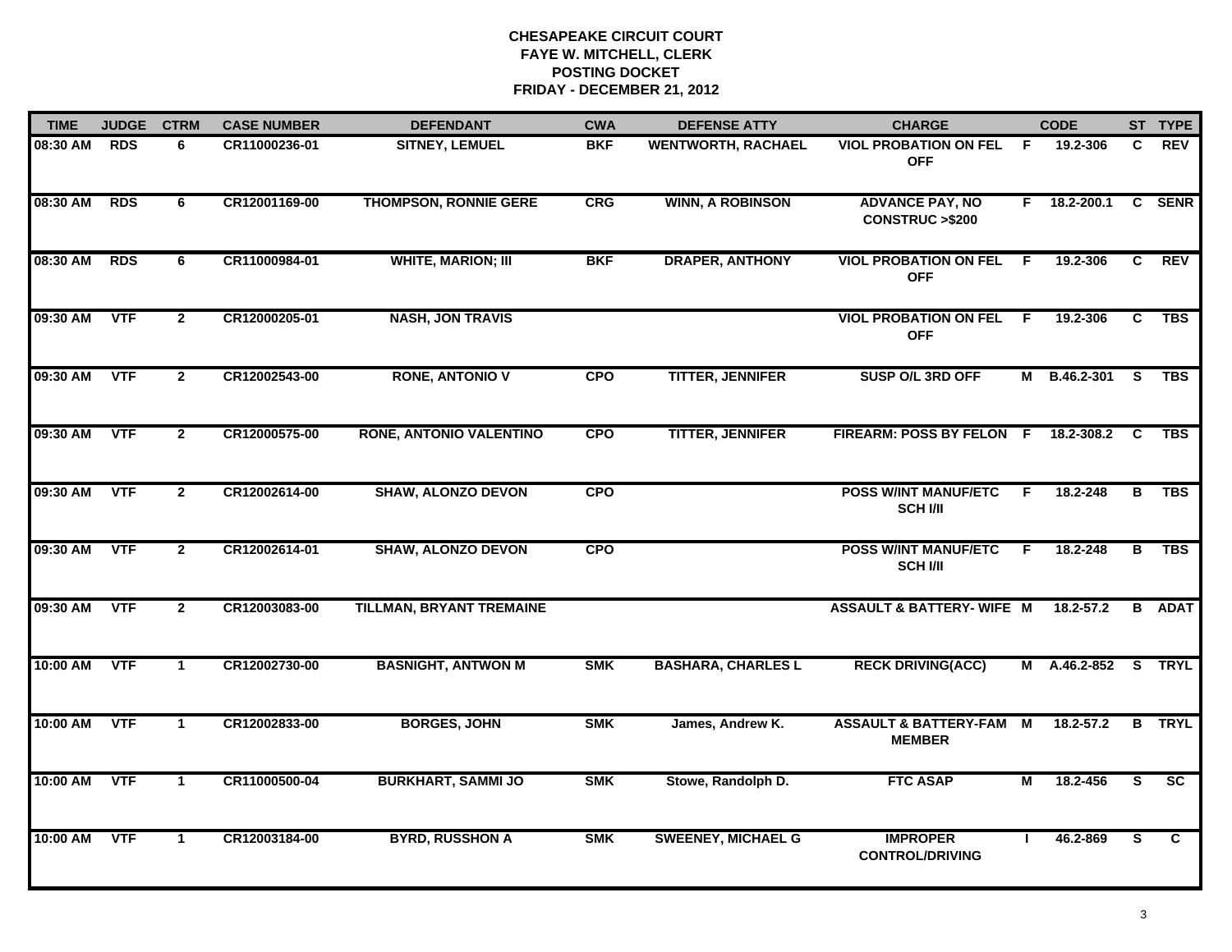# CHESAPEAKE CIRCUIT COURT
## FAYE W. MITCHELL, CLERK
## POSTING DOCKET
## FRIDAY - DECEMBER 21, 2012

| TIME | JUDGE | CTRM | CASE NUMBER | DEFENDANT | CWA | DEFENSE ATTY | CHARGE | | CODE | ST | TYPE |
|---|---|---|---|---|---|---|---|---|---|---|---|
| 08:30 AM | RDS | 6 | CR11000236-01 | SITNEY, LEMUEL | BKF | WENTWORTH, RACHAEL | VIOL PROBATION ON FEL OFF | F | 19.2-306 | C | REV |
| 08:30 AM | RDS | 6 | CR12001169-00 | THOMPSON, RONNIE GERE | CRG | WINN, A ROBINSON | ADVANCE PAY, NO CONSTRUC >$200 | F | 18.2-200.1 | C | SENR |
| 08:30 AM | RDS | 6 | CR11000984-01 | WHITE, MARION; III | BKF | DRAPER, ANTHONY | VIOL PROBATION ON FEL OFF | F | 19.2-306 | C | REV |
| 09:30 AM | VTF | 2 | CR12000205-01 | NASH, JON TRAVIS | | | VIOL PROBATION ON FEL OFF | F | 19.2-306 | C | TBS |
| 09:30 AM | VTF | 2 | CR12002543-00 | RONE, ANTONIO V | CPO | TITTER, JENNIFER | SUSP O/L 3RD OFF | M | B.46.2-301 | S | TBS |
| 09:30 AM | VTF | 2 | CR12000575-00 | RONE, ANTONIO VALENTINO | CPO | TITTER, JENNIFER | FIREARM: POSS BY FELON | F | 18.2-308.2 | C | TBS |
| 09:30 AM | VTF | 2 | CR12002614-00 | SHAW, ALONZO DEVON | CPO | | POSS W/INT MANUF/ETC SCH I/II | F | 18.2-248 | B | TBS |
| 09:30 AM | VTF | 2 | CR12002614-01 | SHAW, ALONZO DEVON | CPO | | POSS W/INT MANUF/ETC SCH I/II | F | 18.2-248 | B | TBS |
| 09:30 AM | VTF | 2 | CR12003083-00 | TILLMAN, BRYANT TREMAINE | | | ASSAULT & BATTERY- WIFE | M | 18.2-57.2 | B | ADAT |
| 10:00 AM | VTF | 1 | CR12002730-00 | BASNIGHT, ANTWON M | SMK | BASHARA, CHARLES L | RECK DRIVING(ACC) | M | A.46.2-852 | S | TRYL |
| 10:00 AM | VTF | 1 | CR12002833-00 | BORGES, JOHN | SMK | James, Andrew K. | ASSAULT & BATTERY-FAM MEMBER | M | 18.2-57.2 | B | TRYL |
| 10:00 AM | VTF | 1 | CR11000500-04 | BURKHART, SAMMI JO | SMK | Stowe, Randolph D. | FTC ASAP | M | 18.2-456 | S | SC |
| 10:00 AM | VTF | 1 | CR12003184-00 | BYRD, RUSSHON A | SMK | SWEENEY, MICHAEL G | IMPROPER CONTROL/DRIVING | I | 46.2-869 | S | C |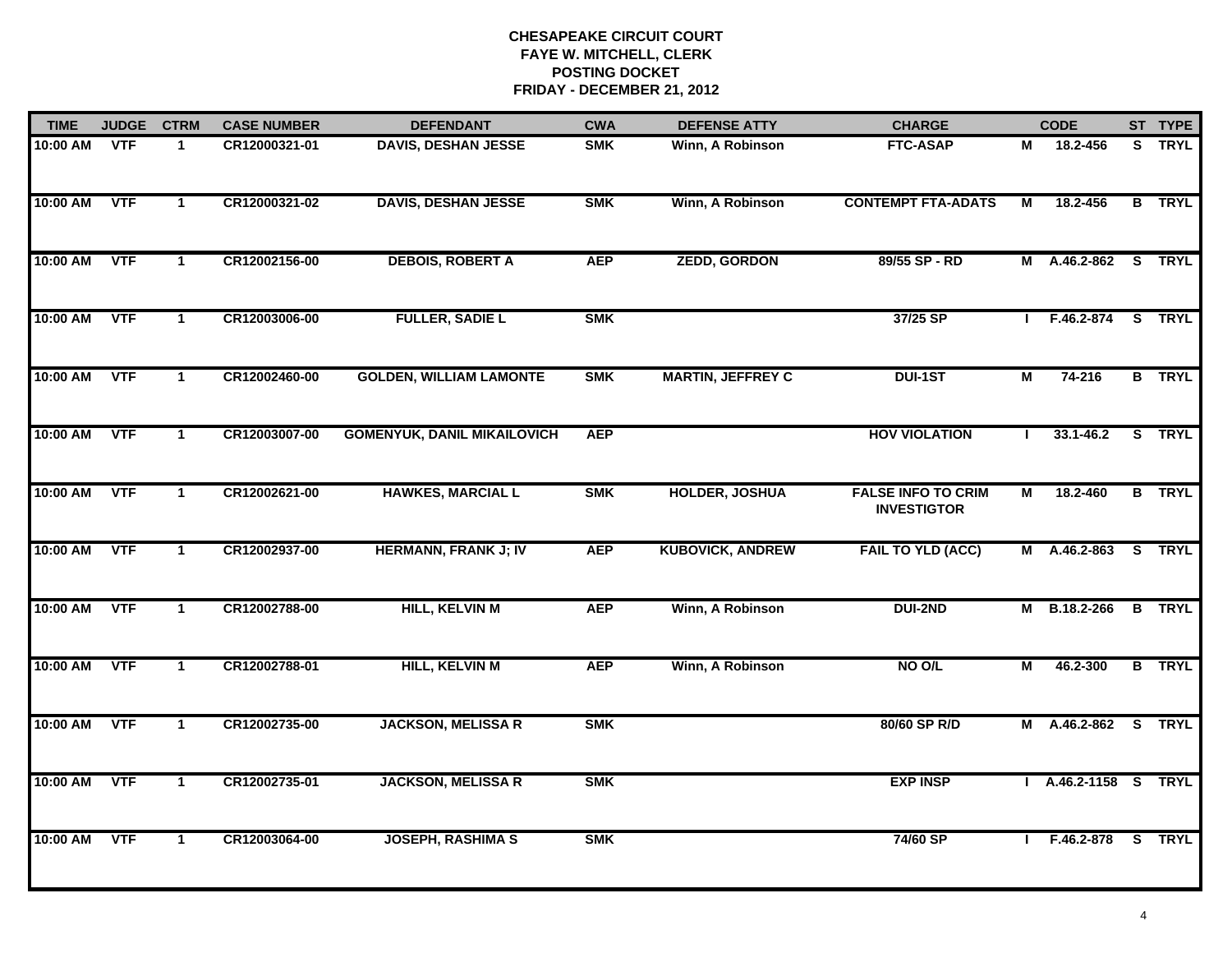**CHESAPEAKE CIRCUIT COURT**
**FAYE W. MITCHELL, CLERK**
**POSTING DOCKET**
**FRIDAY - DECEMBER 21, 2012**

| TIME | JUDGE | CTRM | CASE NUMBER | DEFENDANT | CWA | DEFENSE ATTY | CHARGE | | CODE | ST | TYPE |
|---|---|---|---|---|---|---|---|---|---|---|---|
| 10:00 AM | VTF | 1 | CR12000321-01 | DAVIS, DESHAN JESSE | SMK | Winn, A Robinson | FTC-ASAP | M | 18.2-456 | S | TRYL |
| 10:00 AM | VTF | 1 | CR12000321-02 | DAVIS, DESHAN JESSE | SMK | Winn, A Robinson | CONTEMPT FTA-ADATS | M | 18.2-456 | B | TRYL |
| 10:00 AM | VTF | 1 | CR12002156-00 | DEBOIS, ROBERT A | AEP | ZEDD, GORDON | 89/55 SP - RD | M | A.46.2-862 | S | TRYL |
| 10:00 AM | VTF | 1 | CR12003006-00 | FULLER, SADIE L | SMK | | 37/25 SP | I | F.46.2-874 | S | TRYL |
| 10:00 AM | VTF | 1 | CR12002460-00 | GOLDEN, WILLIAM LAMONTE | SMK | MARTIN, JEFFREY C | DUI-1ST | M | 74-216 | B | TRYL |
| 10:00 AM | VTF | 1 | CR12003007-00 | GOMENYUK, DANIL MIKAILOVICH | AEP | | HOV VIOLATION | I | 33.1-46.2 | S | TRYL |
| 10:00 AM | VTF | 1 | CR12002621-00 | HAWKES, MARCIAL L | SMK | HOLDER, JOSHUA | FALSE INFO TO CRIM INVESTIGTOR | M | 18.2-460 | B | TRYL |
| 10:00 AM | VTF | 1 | CR12002937-00 | HERMANN, FRANK J; IV | AEP | KUBOVICK, ANDREW | FAIL TO YLD (ACC) | M | A.46.2-863 | S | TRYL |
| 10:00 AM | VTF | 1 | CR12002788-00 | HILL, KELVIN M | AEP | Winn, A Robinson | DUI-2ND | M | B.18.2-266 | B | TRYL |
| 10:00 AM | VTF | 1 | CR12002788-01 | HILL, KELVIN M | AEP | Winn, A Robinson | NO O/L | M | 46.2-300 | B | TRYL |
| 10:00 AM | VTF | 1 | CR12002735-00 | JACKSON, MELISSA R | SMK | | 80/60 SP R/D | M | A.46.2-862 | S | TRYL |
| 10:00 AM | VTF | 1 | CR12002735-01 | JACKSON, MELISSA R | SMK | | EXP INSP | I | A.46.2-1158 | S | TRYL |
| 10:00 AM | VTF | 1 | CR12003064-00 | JOSEPH, RASHIMA S | SMK | | 74/60 SP | I | F.46.2-878 | S | TRYL |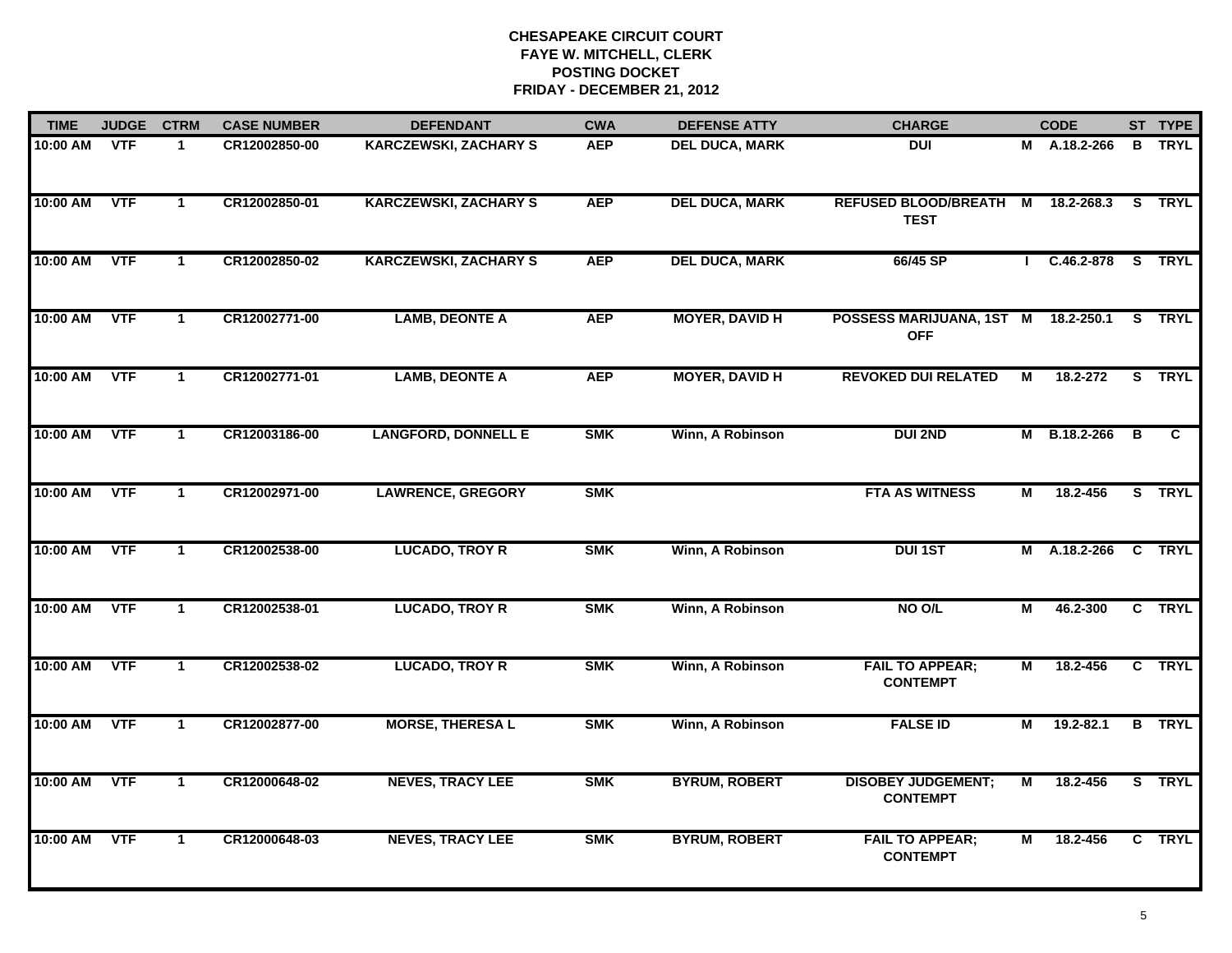# CHESAPEAKE CIRCUIT COURT
## FAYE W. MITCHELL, CLERK
## POSTING DOCKET
## FRIDAY - DECEMBER 21, 2012

| TIME | JUDGE | CTRM | CASE NUMBER | DEFENDANT | CWA | DEFENSE ATTY | CHARGE | | CODE | ST | TYPE |
|---|---|---|---|---|---|---|---|---|---|---|---|
| 10:00 AM | VTF | 1 | CR12002850-00 | KARCZEWSKI, ZACHARY S | AEP | DEL DUCA, MARK | DUI | M | A.18.2-266 | B | TRYL |
| 10:00 AM | VTF | 1 | CR12002850-01 | KARCZEWSKI, ZACHARY S | AEP | DEL DUCA, MARK | REFUSED BLOOD/BREATH TEST | M | 18.2-268.3 | S | TRYL |
| 10:00 AM | VTF | 1 | CR12002850-02 | KARCZEWSKI, ZACHARY S | AEP | DEL DUCA, MARK | 66/45 SP | I | C.46.2-878 | S | TRYL |
| 10:00 AM | VTF | 1 | CR12002771-00 | LAMB, DEONTE A | AEP | MOYER, DAVID H | POSSESS MARIJUANA, 1ST OFF | M | 18.2-250.1 | S | TRYL |
| 10:00 AM | VTF | 1 | CR12002771-01 | LAMB, DEONTE A | AEP | MOYER, DAVID H | REVOKED DUI RELATED | M | 18.2-272 | S | TRYL |
| 10:00 AM | VTF | 1 | CR12003186-00 | LANGFORD, DONNELL E | SMK | Winn, A Robinson | DUI 2ND | M | B.18.2-266 | B | C |
| 10:00 AM | VTF | 1 | CR12002971-00 | LAWRENCE, GREGORY | SMK | | FTA AS WITNESS | M | 18.2-456 | S | TRYL |
| 10:00 AM | VTF | 1 | CR12002538-00 | LUCADO, TROY R | SMK | Winn, A Robinson | DUI 1ST | M | A.18.2-266 | C | TRYL |
| 10:00 AM | VTF | 1 | CR12002538-01 | LUCADO, TROY R | SMK | Winn, A Robinson | NO O/L | M | 46.2-300 | C | TRYL |
| 10:00 AM | VTF | 1 | CR12002538-02 | LUCADO, TROY R | SMK | Winn, A Robinson | FAIL TO APPEAR; CONTEMPT | M | 18.2-456 | C | TRYL |
| 10:00 AM | VTF | 1 | CR12002877-00 | MORSE, THERESA L | SMK | Winn, A Robinson | FALSE ID | M | 19.2-82.1 | B | TRYL |
| 10:00 AM | VTF | 1 | CR12000648-02 | NEVES, TRACY LEE | SMK | BYRUM, ROBERT | DISOBEY JUDGEMENT; CONTEMPT | M | 18.2-456 | S | TRYL |
| 10:00 AM | VTF | 1 | CR12000648-03 | NEVES, TRACY LEE | SMK | BYRUM, ROBERT | FAIL TO APPEAR; CONTEMPT | M | 18.2-456 | C | TRYL |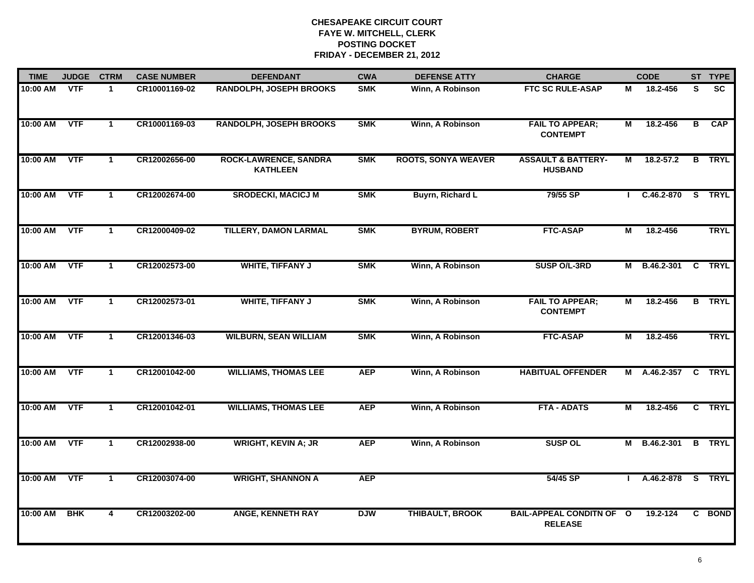**CHESAPEAKE CIRCUIT COURT**
**FAYE W. MITCHELL, CLERK**
**POSTING DOCKET**
**FRIDAY - DECEMBER 21, 2012**

| TIME | JUDGE | CTRM | CASE NUMBER | DEFENDANT | CWA | DEFENSE ATTY | CHARGE | | CODE | ST | TYPE |
|---|---|---|---|---|---|---|---|---|---|---|---|
| 10:00 AM | VTF | 1 | CR10001169-02 | RANDOLPH, JOSEPH BROOKS | SMK | Winn, A Robinson | FTC SC RULE-ASAP | M | 18.2-456 | S | SC |
| 10:00 AM | VTF | 1 | CR10001169-03 | RANDOLPH, JOSEPH BROOKS | SMK | Winn, A Robinson | FAIL TO APPEAR; CONTEMPT | M | 18.2-456 | B | CAP |
| 10:00 AM | VTF | 1 | CR12002656-00 | ROCK-LAWRENCE, SANDRA KATHLEEN | SMK | ROOTS, SONYA WEAVER | ASSAULT & BATTERY-HUSBAND | M | 18.2-57.2 | B | TRYL |
| 10:00 AM | VTF | 1 | CR12002674-00 | SRODECKI, MACICJ M | SMK | Buyrn, Richard L | 79/55 SP | I | C.46.2-870 | S | TRYL |
| 10:00 AM | VTF | 1 | CR12000409-02 | TILLERY, DAMON LARMAL | SMK | BYRUM, ROBERT | FTC-ASAP | M | 18.2-456 | | TRYL |
| 10:00 AM | VTF | 1 | CR12002573-00 | WHITE, TIFFANY J | SMK | Winn, A Robinson | SUSP O/L-3RD | M | B.46.2-301 | C | TRYL |
| 10:00 AM | VTF | 1 | CR12002573-01 | WHITE, TIFFANY J | SMK | Winn, A Robinson | FAIL TO APPEAR; CONTEMPT | M | 18.2-456 | B | TRYL |
| 10:00 AM | VTF | 1 | CR12001346-03 | WILBURN, SEAN WILLIAM | SMK | Winn, A Robinson | FTC-ASAP | M | 18.2-456 | | TRYL |
| 10:00 AM | VTF | 1 | CR12001042-00 | WILLIAMS, THOMAS LEE | AEP | Winn, A Robinson | HABITUAL OFFENDER | M | A.46.2-357 | C | TRYL |
| 10:00 AM | VTF | 1 | CR12001042-01 | WILLIAMS, THOMAS LEE | AEP | Winn, A Robinson | FTA - ADATS | M | 18.2-456 | C | TRYL |
| 10:00 AM | VTF | 1 | CR12002938-00 | WRIGHT, KEVIN A; JR | AEP | Winn, A Robinson | SUSP OL | M | B.46.2-301 | B | TRYL |
| 10:00 AM | VTF | 1 | CR12003074-00 | WRIGHT, SHANNON A | AEP | | 54/45 SP | I | A.46.2-878 | S | TRYL |
| 10:00 AM | BHK | 4 | CR12003202-00 | ANGE, KENNETH RAY | DJW | THIBAULT, BROOK | BAIL-APPEAL CONDITN OF RELEASE | O | 19.2-124 | C | BOND |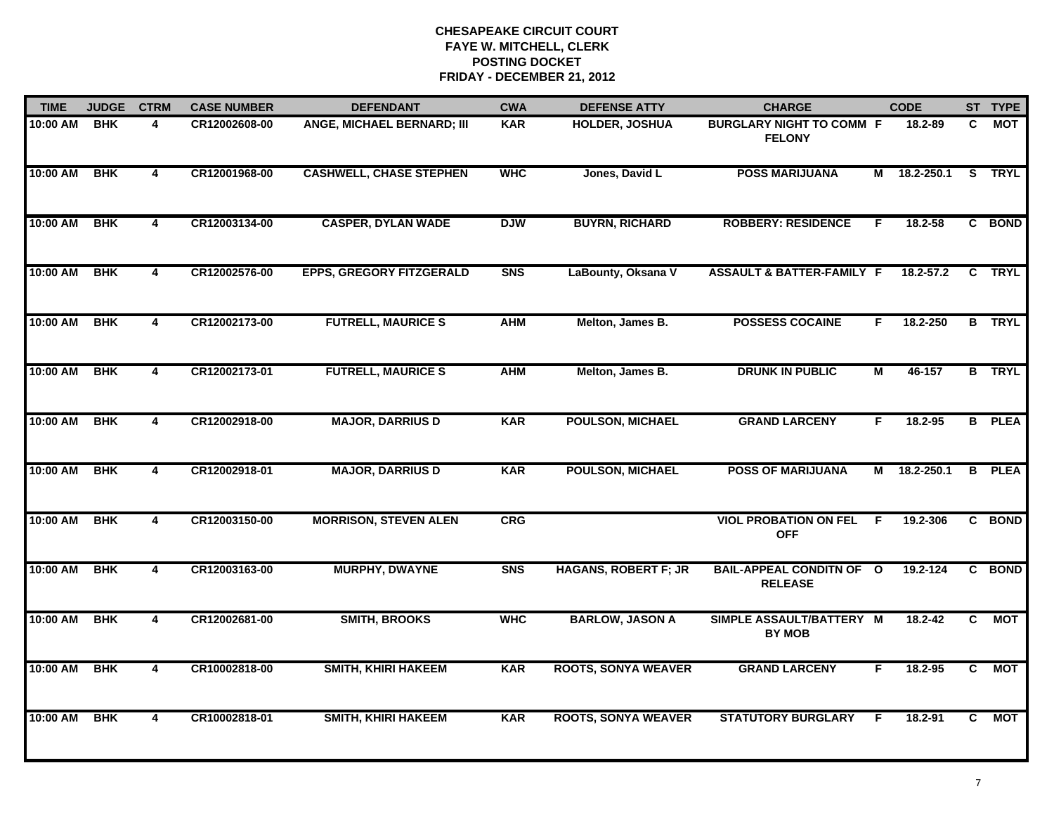# CHESAPEAKE CIRCUIT COURT
## FAYE W. MITCHELL, CLERK
## POSTING DOCKET
## FRIDAY - DECEMBER 21, 2012

| TIME | JUDGE | CTRM | CASE NUMBER | DEFENDANT | CWA | DEFENSE ATTY | CHARGE | | CODE | ST | TYPE |
|---|---|---|---|---|---|---|---|---|---|---|---|
| 10:00 AM | BHK | 4 | CR12002608-00 | ANGE, MICHAEL BERNARD; III | KAR | HOLDER, JOSHUA | BURGLARY NIGHT TO COMM FELONY | F | 18.2-89 | C | MOT |
| 10:00 AM | BHK | 4 | CR12001968-00 | CASHWELL, CHASE STEPHEN | WHC | Jones, David L | POSS MARIJUANA | M | 18.2-250.1 | S | TRYL |
| 10:00 AM | BHK | 4 | CR12003134-00 | CASPER, DYLAN WADE | DJW | BUYRN, RICHARD | ROBBERY: RESIDENCE | F | 18.2-58 | C | BOND |
| 10:00 AM | BHK | 4 | CR12002576-00 | EPPS, GREGORY FITZGERALD | SNS | LaBounty, Oksana V | ASSAULT & BATTER-FAMILY | F | 18.2-57.2 | C | TRYL |
| 10:00 AM | BHK | 4 | CR12002173-00 | FUTRELL, MAURICE S | AHM | Melton, James B. | POSSESS COCAINE | F | 18.2-250 | B | TRYL |
| 10:00 AM | BHK | 4 | CR12002173-01 | FUTRELL, MAURICE S | AHM | Melton, James B. | DRUNK IN PUBLIC | M | 46-157 | B | TRYL |
| 10:00 AM | BHK | 4 | CR12002918-00 | MAJOR, DARRIUS D | KAR | POULSON, MICHAEL | GRAND LARCENY | F | 18.2-95 | B | PLEA |
| 10:00 AM | BHK | 4 | CR12002918-01 | MAJOR, DARRIUS D | KAR | POULSON, MICHAEL | POSS OF MARIJUANA | M | 18.2-250.1 | B | PLEA |
| 10:00 AM | BHK | 4 | CR12003150-00 | MORRISON, STEVEN ALEN | CRG | | VIOL PROBATION ON FEL OFF | F | 19.2-306 | C | BOND |
| 10:00 AM | BHK | 4 | CR12003163-00 | MURPHY, DWAYNE | SNS | HAGANS, ROBERT F; JR | BAIL-APPEAL CONDITN OF RELEASE | O | 19.2-124 | C | BOND |
| 10:00 AM | BHK | 4 | CR12002681-00 | SMITH, BROOKS | WHC | BARLOW, JASON A | SIMPLE ASSAULT/BATTERY BY MOB | M | 18.2-42 | C | MOT |
| 10:00 AM | BHK | 4 | CR10002818-00 | SMITH, KHIRI HAKEEM | KAR | ROOTS, SONYA WEAVER | GRAND LARCENY | F | 18.2-95 | C | MOT |
| 10:00 AM | BHK | 4 | CR10002818-01 | SMITH, KHIRI HAKEEM | KAR | ROOTS, SONYA WEAVER | STATUTORY BURGLARY | F | 18.2-91 | C | MOT |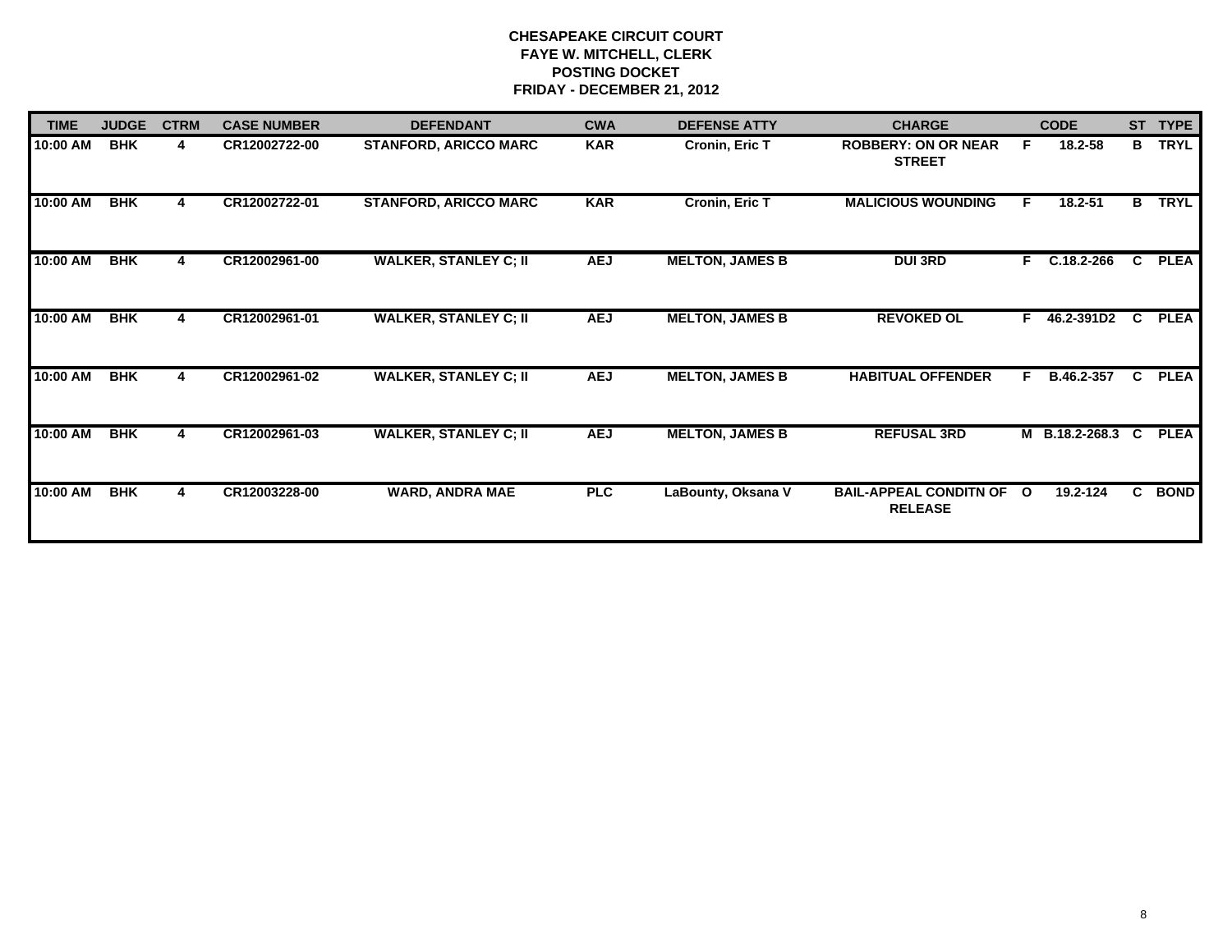**CHESAPEAKE CIRCUIT COURT**
**FAYE W. MITCHELL, CLERK**
**POSTING DOCKET**
**FRIDAY - DECEMBER 21, 2012**

| TIME | JUDGE | CTRM | CASE NUMBER | DEFENDANT | CWA | DEFENSE ATTY | CHARGE | | CODE | ST | TYPE |
|---|---|---|---|---|---|---|---|---|---|---|---|
| 10:00 AM | BHK | 4 | CR12002722-00 | STANFORD, ARICCO MARC | KAR | Cronin, Eric T | ROBBERY: ON OR NEAR STREET | F | 18.2-58 | B | TRYL |
| 10:00 AM | BHK | 4 | CR12002722-01 | STANFORD, ARICCO MARC | KAR | Cronin, Eric T | MALICIOUS WOUNDING | F | 18.2-51 | B | TRYL |
| 10:00 AM | BHK | 4 | CR12002961-00 | WALKER, STANLEY C; II | AEJ | MELTON, JAMES B | DUI 3RD | F | C.18.2-266 | C | PLEA |
| 10:00 AM | BHK | 4 | CR12002961-01 | WALKER, STANLEY C; II | AEJ | MELTON, JAMES B | REVOKED OL | F | 46.2-391D2 | C | PLEA |
| 10:00 AM | BHK | 4 | CR12002961-02 | WALKER, STANLEY C; II | AEJ | MELTON, JAMES B | HABITUAL OFFENDER | F | B.46.2-357 | C | PLEA |
| 10:00 AM | BHK | 4 | CR12002961-03 | WALKER, STANLEY C; II | AEJ | MELTON, JAMES B | REFUSAL 3RD | M | B.18.2-268.3 | C | PLEA |
| 10:00 AM | BHK | 4 | CR12003228-00 | WARD, ANDRA MAE | PLC | LaBounty, Oksana V | BAIL-APPEAL CONDITN OF RELEASE | O | 19.2-124 | C | BOND |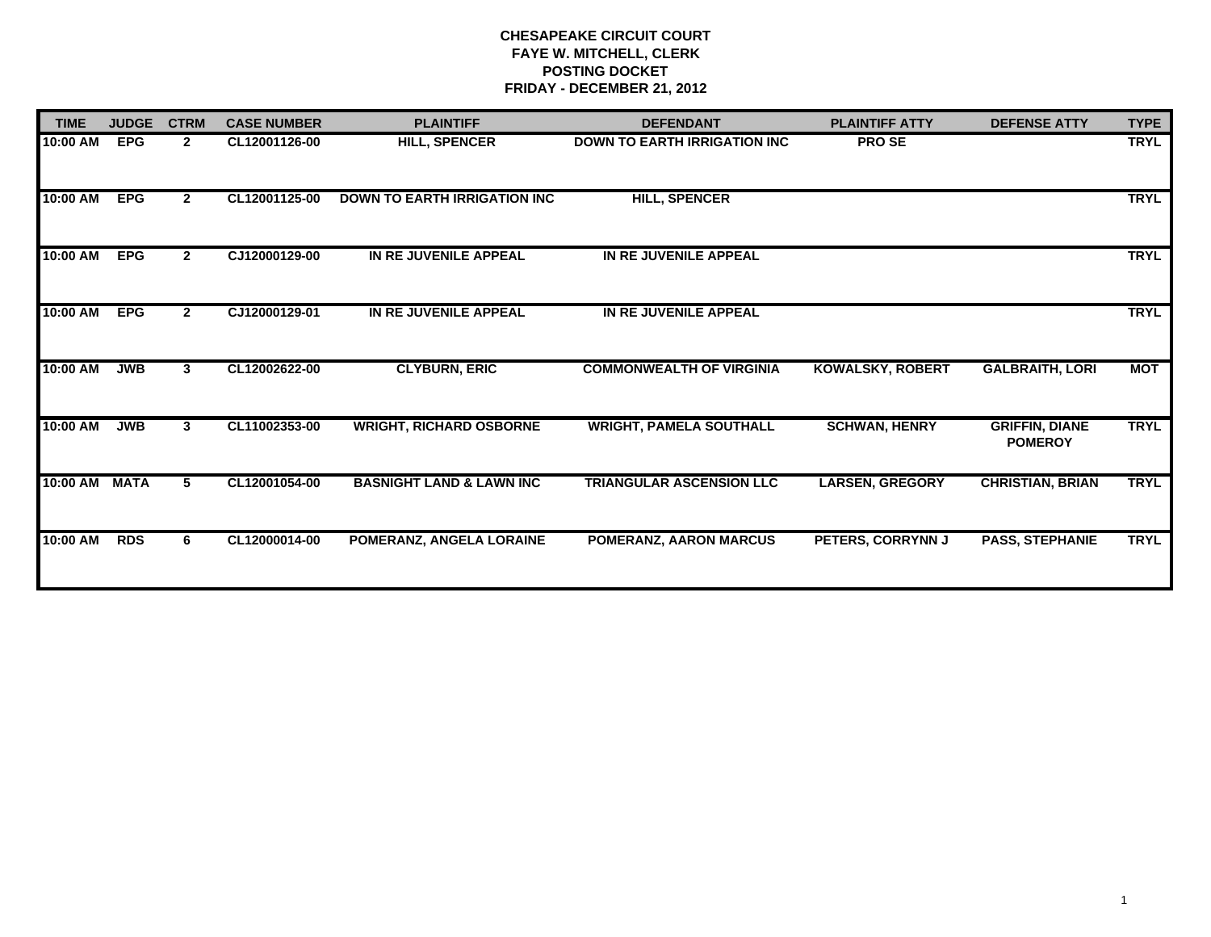**CHESAPEAKE CIRCUIT COURT**
**FAYE W. MITCHELL, CLERK**
**POSTING DOCKET**
**FRIDAY - DECEMBER 21, 2012**

| TIME | JUDGE | CTRM | CASE NUMBER | PLAINTIFF | DEFENDANT | PLAINTIFF ATTY | DEFENSE ATTY | TYPE |
|---|---|---|---|---|---|---|---|---|
| 10:00 AM | EPG | 2 | CL12001126-00 | HILL, SPENCER | DOWN TO EARTH IRRIGATION INC | PRO SE | | TRYL |
| 10:00 AM | EPG | 2 | CL12001125-00 | DOWN TO EARTH IRRIGATION INC | HILL, SPENCER | | | TRYL |
| 10:00 AM | EPG | 2 | CJ12000129-00 | IN RE JUVENILE APPEAL | IN RE JUVENILE APPEAL | | | TRYL |
| 10:00 AM | EPG | 2 | CJ12000129-01 | IN RE JUVENILE APPEAL | IN RE JUVENILE APPEAL | | | TRYL |
| 10:00 AM | JWB | 3 | CL12002622-00 | CLYBURN, ERIC | COMMONWEALTH OF VIRGINIA | KOWALSKY, ROBERT | GALBRAITH, LORI | MOT |
| 10:00 AM | JWB | 3 | CL11002353-00 | WRIGHT, RICHARD OSBORNE | WRIGHT, PAMELA SOUTHALL | SCHWAN, HENRY | GRIFFIN, DIANE POMEROY | TRYL |
| 10:00 AM | MATA | 5 | CL12001054-00 | BASNIGHT LAND & LAWN INC | TRIANGULAR ASCENSION LLC | LARSEN, GREGORY | CHRISTIAN, BRIAN | TRYL |
| 10:00 AM | RDS | 6 | CL12000014-00 | POMERANZ, ANGELA LORAINE | POMERANZ, AARON MARCUS | PETERS, CORRYNN J | PASS, STEPHANIE | TRYL |